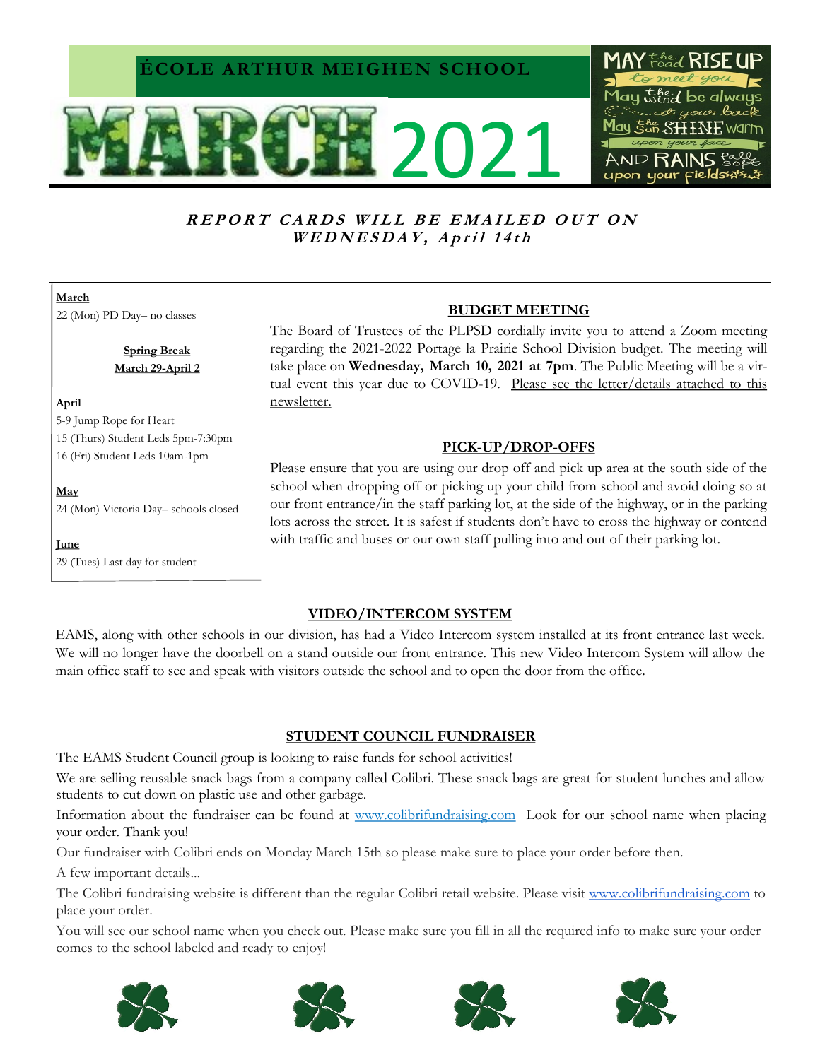# ÉCOLE ARTHUR MEIGHEN SCHOOL

# MARCH 2021

MAY the road RISE UP to meet you
May the wind be always at your back
May the sun SHINE warm upon your face
AND RAINS fall soft upon your fields

***REPORT CARDS WILL BE EMAILED OUT ON WEDNESDAY, April 14th***

**March**
22 (Mon) PD Day– no classes

**Spring Break**
**March 29-April 2**

**April**
5-9 Jump Rope for Heart
15 (Thurs) Student Leds 5pm-7:30pm
16 (Fri) Student Leds 10am-1pm

**May**
24 (Mon) Victoria Day– schools closed

**June**
29 (Tues) Last day for student

## BUDGET MEETING

The Board of Trustees of the PLPSD cordially invite you to attend a Zoom meeting regarding the 2021-2022 Portage la Prairie School Division budget. The meeting will take place on **Wednesday, March 10, 2021 at 7pm**. The Public Meeting will be a virtual event this year due to COVID-19. Please see the letter/details attached to this newsletter.

## PICK-UP/DROP-OFFS

Please ensure that you are using our drop off and pick up area at the south side of the school when dropping off or picking up your child from school and avoid doing so at our front entrance/in the staff parking lot, at the side of the highway, or in the parking lots across the street. It is safest if students don't have to cross the highway or contend with traffic and buses or our own staff pulling into and out of their parking lot.

## VIDEO/INTERCOM SYSTEM

EAMS, along with other schools in our division, has had a Video Intercom system installed at its front entrance last week. We will no longer have the doorbell on a stand outside our front entrance. This new Video Intercom System will allow the main office staff to see and speak with visitors outside the school and to open the door from the office.

## STUDENT COUNCIL FUNDRAISER

The EAMS Student Council group is looking to raise funds for school activities!

We are selling reusable snack bags from a company called Colibri. These snack bags are great for student lunches and allow students to cut down on plastic use and other garbage.

Information about the fundraiser can be found at www.colibrifundraising.com Look for our school name when placing your order. Thank you!

Our fundraiser with Colibri ends on Monday March 15th so please make sure to place your order before then.

A few important details...

The Colibri fundraising website is different than the regular Colibri retail website. Please visit www.colibrifundraising.com to place your order.

You will see our school name when you check out. Please make sure you fill in all the required info to make sure your order comes to the school labeled and ready to enjoy!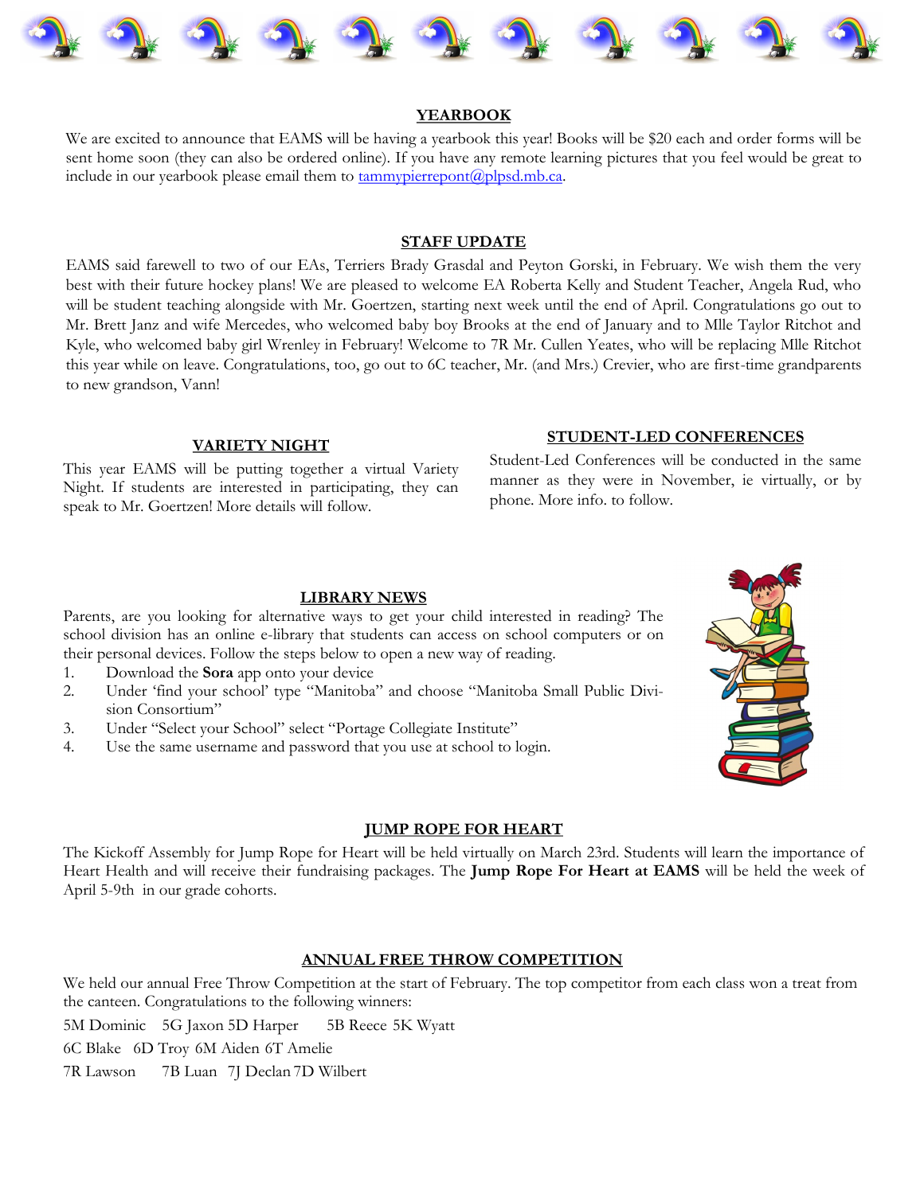## YEARBOOK

We are excited to announce that EAMS will be having a yearbook this year! Books will be $20 each and order forms will be sent home soon (they can also be ordered online). If you have any remote learning pictures that you feel would be great to include in our yearbook please email them to tammypierrepont@plpsd.mb.ca.

## STAFF UPDATE

EAMS said farewell to two of our EAs, Terriers Brady Grasdal and Peyton Gorski, in February. We wish them the very best with their future hockey plans! We are pleased to welcome EA Roberta Kelly and Student Teacher, Angela Rud, who will be student teaching alongside with Mr. Goertzen, starting next week until the end of April. Congratulations go out to Mr. Brett Janz and wife Mercedes, who welcomed baby boy Brooks at the end of January and to Mlle Taylor Ritchot and Kyle, who welcomed baby girl Wrenley in February! Welcome to 7R Mr. Cullen Yeates, who will be replacing Mlle Ritchot this year while on leave. Congratulations, too, go out to 6C teacher, Mr. (and Mrs.) Crevier, who are first-time grandparents to new grandson, Vann!

## VARIETY NIGHT

This year EAMS will be putting together a virtual Variety Night. If students are interested in participating, they can speak to Mr. Goertzen! More details will follow.

## STUDENT-LED CONFERENCES

Student-Led Conferences will be conducted in the same manner as they were in November, ie virtually, or by phone. More info. to follow.

## LIBRARY NEWS

Parents, are you looking for alternative ways to get your child interested in reading? The school division has an online e-library that students can access on school computers or on their personal devices. Follow the steps below to open a new way of reading.

1. Download the **Sora** app onto your device
2. Under 'find your school' type "Manitoba" and choose "Manitoba Small Public Division Consortium"
3. Under "Select your School" select "Portage Collegiate Institute"
4. Use the same username and password that you use at school to login.

## JUMP ROPE FOR HEART

The Kickoff Assembly for Jump Rope for Heart will be held virtually on March 23rd. Students will learn the importance of Heart Health and will receive their fundraising packages. The **Jump Rope For Heart at EAMS** will be held the week of April 5-9th in our grade cohorts.

## ANNUAL FREE THROW COMPETITION

We held our annual Free Throw Competition at the start of February. The top competitor from each class won a treat from the canteen. Congratulations to the following winners:

5M Dominic 5G Jaxon 5D Harper 5B Reece 5K Wyatt

6C Blake 6D Troy 6M Aiden 6T Amelie

7R Lawson 7B Luan 7J Declan 7D Wilbert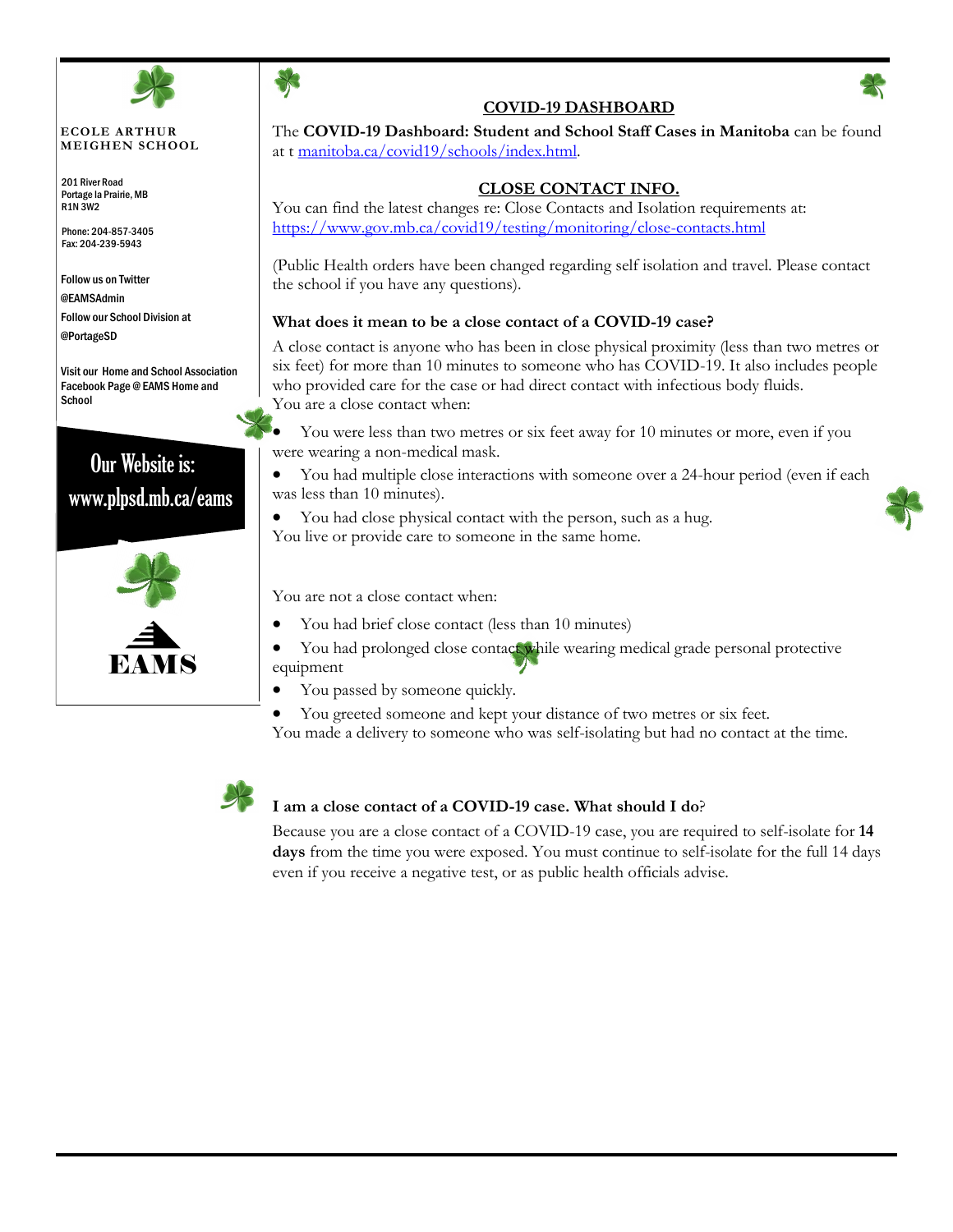**ECOLE ARTHUR MEIGHEN SCHOOL**

201 River Road
Portage la Prairie, MB
R1N 3W2

Phone: 204-857-3405
Fax: 204-239-5943

Follow us on Twitter
@EAMSAdmin
Follow our School Division at
@PortageSD

Visit our Home and School Association Facebook Page @ EAMS Home and School

**Our Website is: www.plpsd.mb.ca/eams**

EAMS

## COVID-19 DASHBOARD

The **COVID-19 Dashboard: Student and School Staff Cases in Manitoba** can be found at t manitoba.ca/covid19/schools/index.html.

## CLOSE CONTACT INFO.

You can find the latest changes re: Close Contacts and Isolation requirements at: https://www.gov.mb.ca/covid19/testing/monitoring/close-contacts.html

(Public Health orders have been changed regarding self isolation and travel. Please contact the school if you have any questions).

### What does it mean to be a close contact of a COVID-19 case?

A close contact is anyone who has been in close physical proximity (less than two metres or six feet) for more than 10 minutes to someone who has COVID-19. It also includes people who provided care for the case or had direct contact with infectious body fluids.
You are a close contact when:

- You were less than two metres or six feet away for 10 minutes or more, even if you were wearing a non-medical mask.
- You had multiple close interactions with someone over a 24-hour period (even if each was less than 10 minutes).
- You had close physical contact with the person, such as a hug.

You live or provide care to someone in the same home.

You are not a close contact when:

- You had brief close contact (less than 10 minutes)
- You had prolonged close contact while wearing medical grade personal protective equipment
- You passed by someone quickly.
- You greeted someone and kept your distance of two metres or six feet.

You made a delivery to someone who was self-isolating but had no contact at the time.

### I am a close contact of a COVID-19 case. What should I do?

Because you are a close contact of a COVID-19 case, you are required to self-isolate for **14 days** from the time you were exposed. You must continue to self-isolate for the full 14 days even if you receive a negative test, or as public health officials advise.